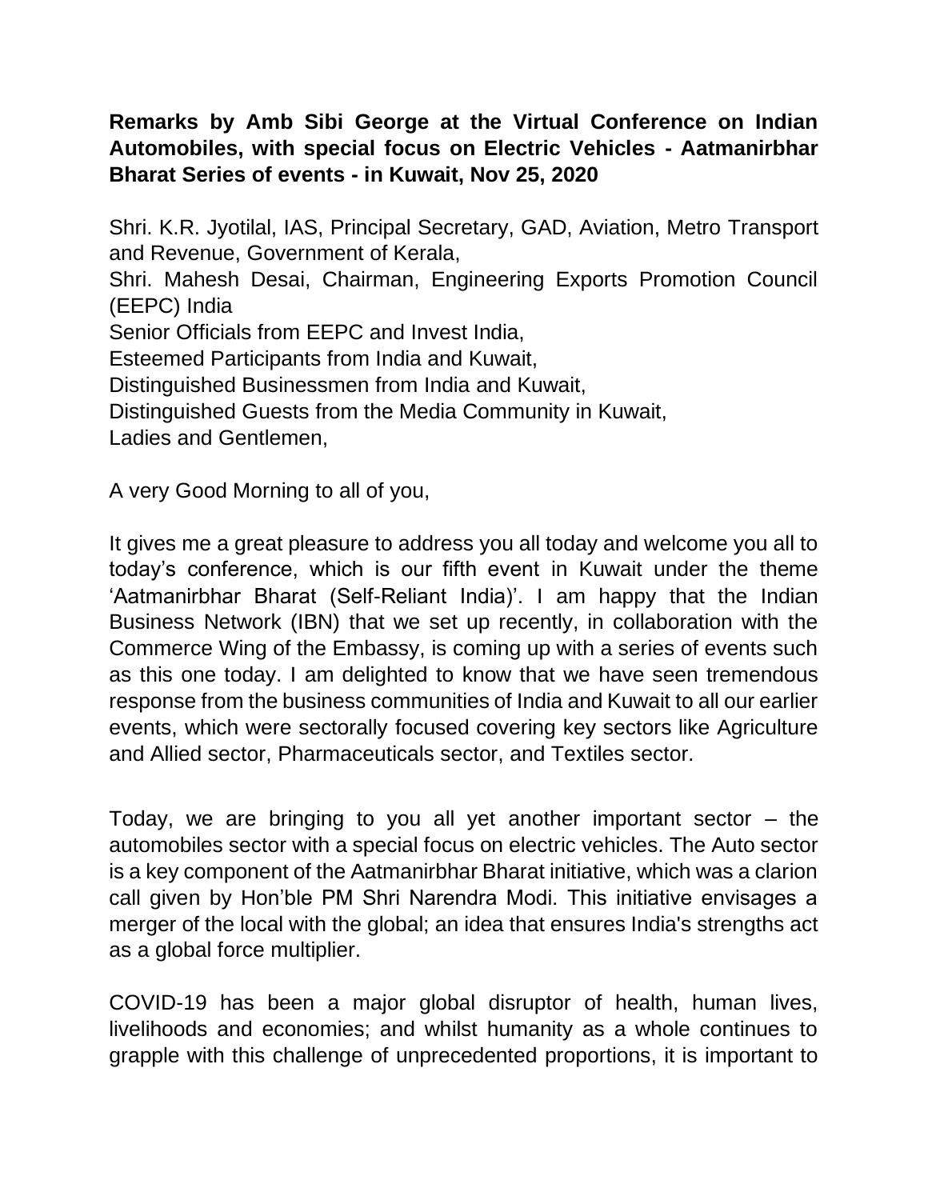**Remarks by Amb Sibi George at the Virtual Conference on Indian Automobiles, with special focus on Electric Vehicles - Aatmanirbhar Bharat Series of events - in Kuwait, Nov 25, 2020**

Shri. K.R. Jyotilal, IAS, Principal Secretary, GAD, Aviation, Metro Transport and Revenue, Government of Kerala,
Shri. Mahesh Desai, Chairman, Engineering Exports Promotion Council (EEPC) India
Senior Officials from EEPC and Invest India,
Esteemed Participants from India and Kuwait,
Distinguished Businessmen from India and Kuwait,
Distinguished Guests from the Media Community in Kuwait,
Ladies and Gentlemen,

A very Good Morning to all of you,

It gives me a great pleasure to address you all today and welcome you all to today's conference, which is our fifth event in Kuwait under the theme 'Aatmanirbhar Bharat (Self-Reliant India)'. I am happy that the Indian Business Network (IBN) that we set up recently, in collaboration with the Commerce Wing of the Embassy, is coming up with a series of events such as this one today. I am delighted to know that we have seen tremendous response from the business communities of India and Kuwait to all our earlier events, which were sectorally focused covering key sectors like Agriculture and Allied sector, Pharmaceuticals sector, and Textiles sector.

Today, we are bringing to you all yet another important sector – the automobiles sector with a special focus on electric vehicles. The Auto sector is a key component of the Aatmanirbhar Bharat initiative, which was a clarion call given by Hon'ble PM Shri Narendra Modi. This initiative envisages a merger of the local with the global; an idea that ensures India's strengths act as a global force multiplier.

COVID-19 has been a major global disruptor of health, human lives, livelihoods and economies; and whilst humanity as a whole continues to grapple with this challenge of unprecedented proportions, it is important to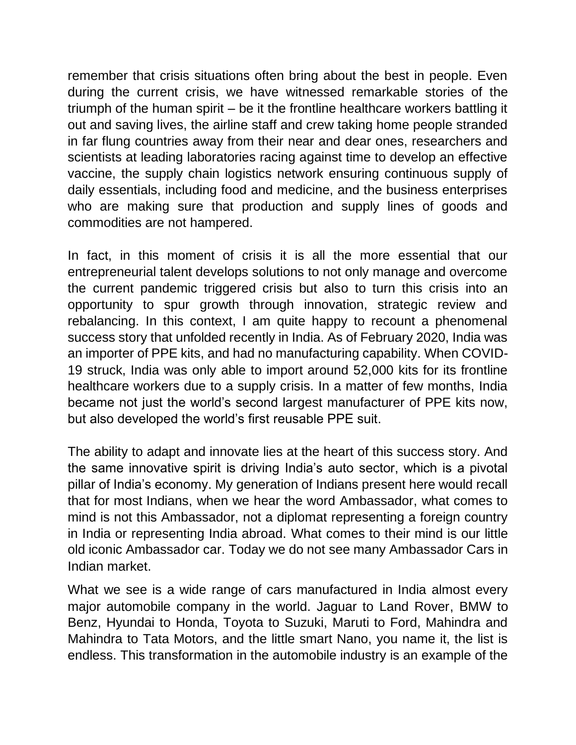remember that crisis situations often bring about the best in people. Even during the current crisis, we have witnessed remarkable stories of the triumph of the human spirit – be it the frontline healthcare workers battling it out and saving lives, the airline staff and crew taking home people stranded in far flung countries away from their near and dear ones, researchers and scientists at leading laboratories racing against time to develop an effective vaccine, the supply chain logistics network ensuring continuous supply of daily essentials, including food and medicine, and the business enterprises who are making sure that production and supply lines of goods and commodities are not hampered.

In fact, in this moment of crisis it is all the more essential that our entrepreneurial talent develops solutions to not only manage and overcome the current pandemic triggered crisis but also to turn this crisis into an opportunity to spur growth through innovation, strategic review and rebalancing. In this context, I am quite happy to recount a phenomenal success story that unfolded recently in India. As of February 2020, India was an importer of PPE kits, and had no manufacturing capability. When COVID-19 struck, India was only able to import around 52,000 kits for its frontline healthcare workers due to a supply crisis. In a matter of few months, India became not just the world's second largest manufacturer of PPE kits now, but also developed the world's first reusable PPE suit.

The ability to adapt and innovate lies at the heart of this success story. And the same innovative spirit is driving India's auto sector, which is a pivotal pillar of India's economy. My generation of Indians present here would recall that for most Indians, when we hear the word Ambassador, what comes to mind is not this Ambassador, not a diplomat representing a foreign country in India or representing India abroad. What comes to their mind is our little old iconic Ambassador car. Today we do not see many Ambassador Cars in Indian market.

What we see is a wide range of cars manufactured in India almost every major automobile company in the world. Jaguar to Land Rover, BMW to Benz, Hyundai to Honda, Toyota to Suzuki, Maruti to Ford, Mahindra and Mahindra to Tata Motors, and the little smart Nano, you name it, the list is endless. This transformation in the automobile industry is an example of the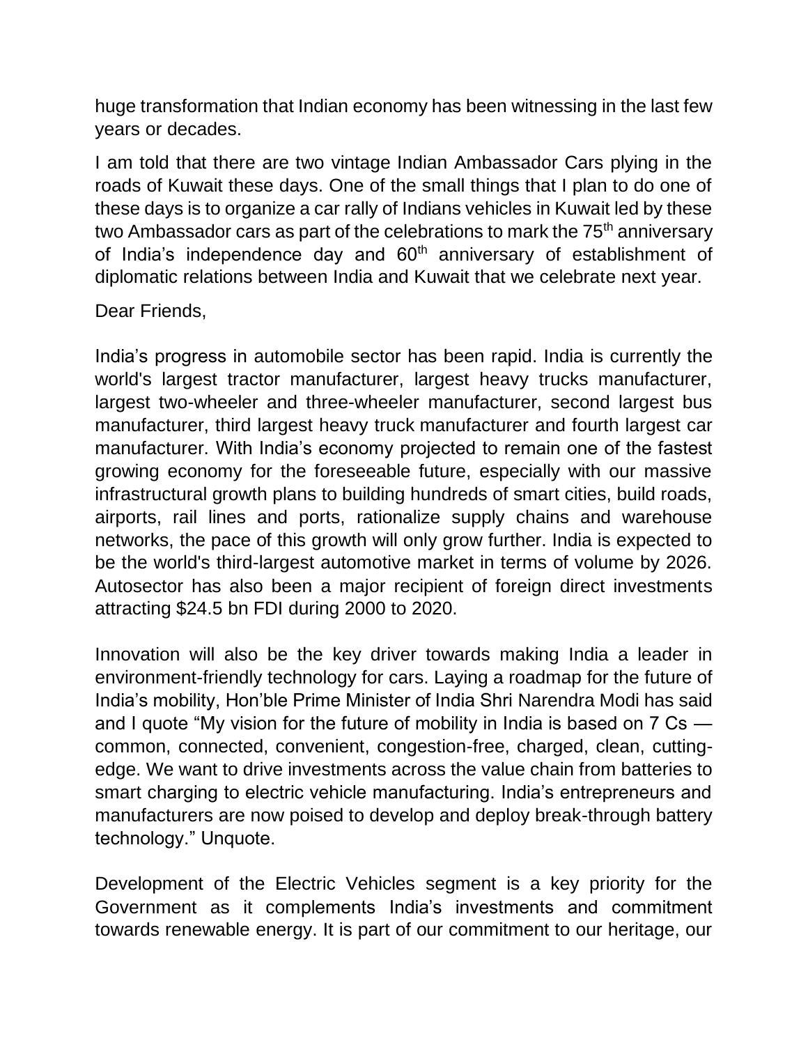huge transformation that Indian economy has been witnessing in the last few years or decades.

I am told that there are two vintage Indian Ambassador Cars plying in the roads of Kuwait these days. One of the small things that I plan to do one of these days is to organize a car rally of Indians vehicles in Kuwait led by these two Ambassador cars as part of the celebrations to mark the 75th anniversary of India's independence day and 60th anniversary of establishment of diplomatic relations between India and Kuwait that we celebrate next year.

Dear Friends,

India's progress in automobile sector has been rapid. India is currently the world's largest tractor manufacturer, largest heavy trucks manufacturer, largest two-wheeler and three-wheeler manufacturer, second largest bus manufacturer, third largest heavy truck manufacturer and fourth largest car manufacturer. With India's economy projected to remain one of the fastest growing economy for the foreseeable future, especially with our massive infrastructural growth plans to building hundreds of smart cities, build roads, airports, rail lines and ports, rationalize supply chains and warehouse networks, the pace of this growth will only grow further. India is expected to be the world's third-largest automotive market in terms of volume by 2026. Autosector has also been a major recipient of foreign direct investments attracting $24.5 bn FDI during 2000 to 2020.

Innovation will also be the key driver towards making India a leader in environment-friendly technology for cars. Laying a roadmap for the future of India's mobility, Hon'ble Prime Minister of India Shri Narendra Modi has said and I quote "My vision for the future of mobility in India is based on 7 Cs — common, connected, convenient, congestion-free, charged, clean, cutting-edge. We want to drive investments across the value chain from batteries to smart charging to electric vehicle manufacturing. India's entrepreneurs and manufacturers are now poised to develop and deploy break-through battery technology." Unquote.

Development of the Electric Vehicles segment is a key priority for the Government as it complements India's investments and commitment towards renewable energy. It is part of our commitment to our heritage, our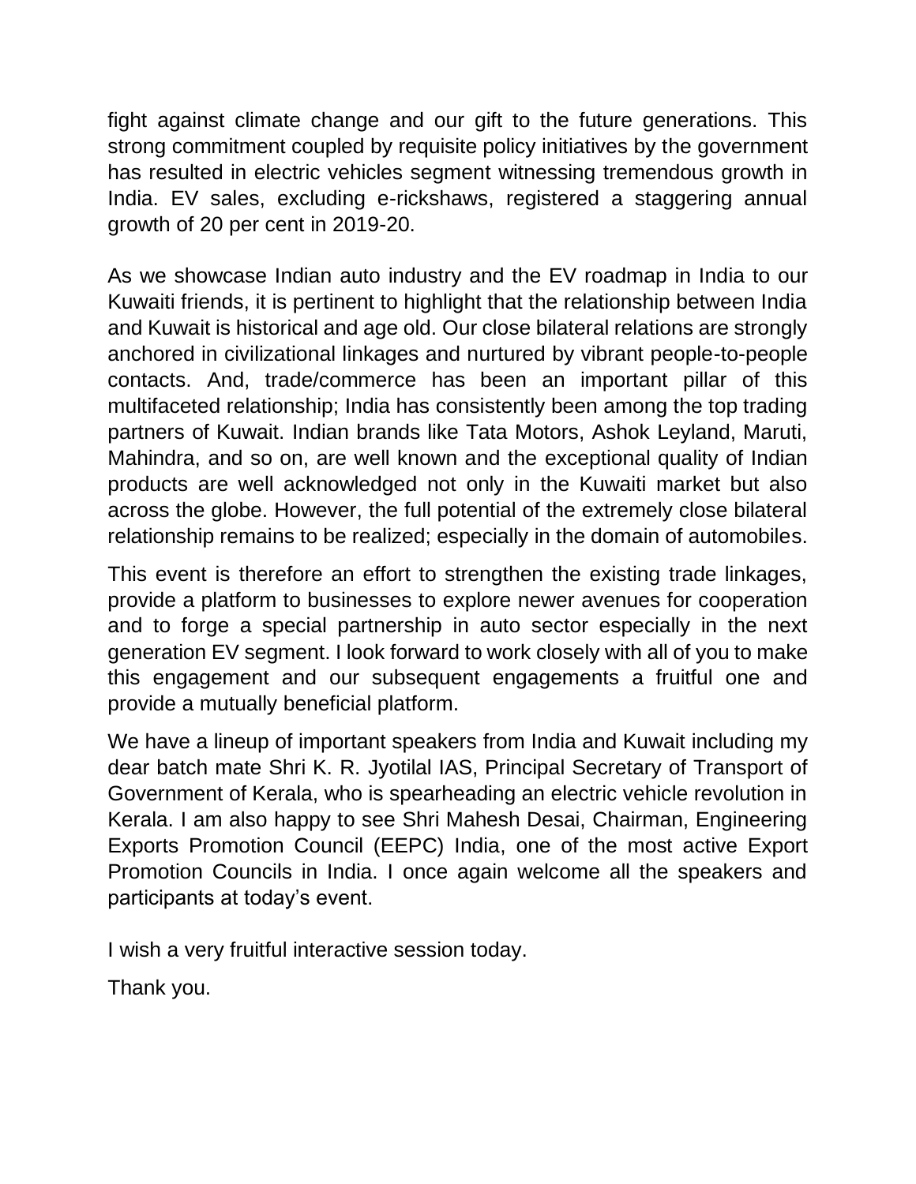fight against climate change and our gift to the future generations. This strong commitment coupled by requisite policy initiatives by the government has resulted in electric vehicles segment witnessing tremendous growth in India. EV sales, excluding e-rickshaws, registered a staggering annual growth of 20 per cent in 2019-20.

As we showcase Indian auto industry and the EV roadmap in India to our Kuwaiti friends, it is pertinent to highlight that the relationship between India and Kuwait is historical and age old. Our close bilateral relations are strongly anchored in civilizational linkages and nurtured by vibrant people-to-people contacts. And, trade/commerce has been an important pillar of this multifaceted relationship; India has consistently been among the top trading partners of Kuwait. Indian brands like Tata Motors, Ashok Leyland, Maruti, Mahindra, and so on, are well known and the exceptional quality of Indian products are well acknowledged not only in the Kuwaiti market but also across the globe. However, the full potential of the extremely close bilateral relationship remains to be realized; especially in the domain of automobiles.

This event is therefore an effort to strengthen the existing trade linkages, provide a platform to businesses to explore newer avenues for cooperation and to forge a special partnership in auto sector especially in the next generation EV segment. I look forward to work closely with all of you to make this engagement and our subsequent engagements a fruitful one and provide a mutually beneficial platform.

We have a lineup of important speakers from India and Kuwait including my dear batch mate Shri K. R. Jyotilal IAS, Principal Secretary of Transport of Government of Kerala, who is spearheading an electric vehicle revolution in Kerala. I am also happy to see Shri Mahesh Desai, Chairman, Engineering Exports Promotion Council (EEPC) India, one of the most active Export Promotion Councils in India. I once again welcome all the speakers and participants at today's event.

I wish a very fruitful interactive session today.

Thank you.